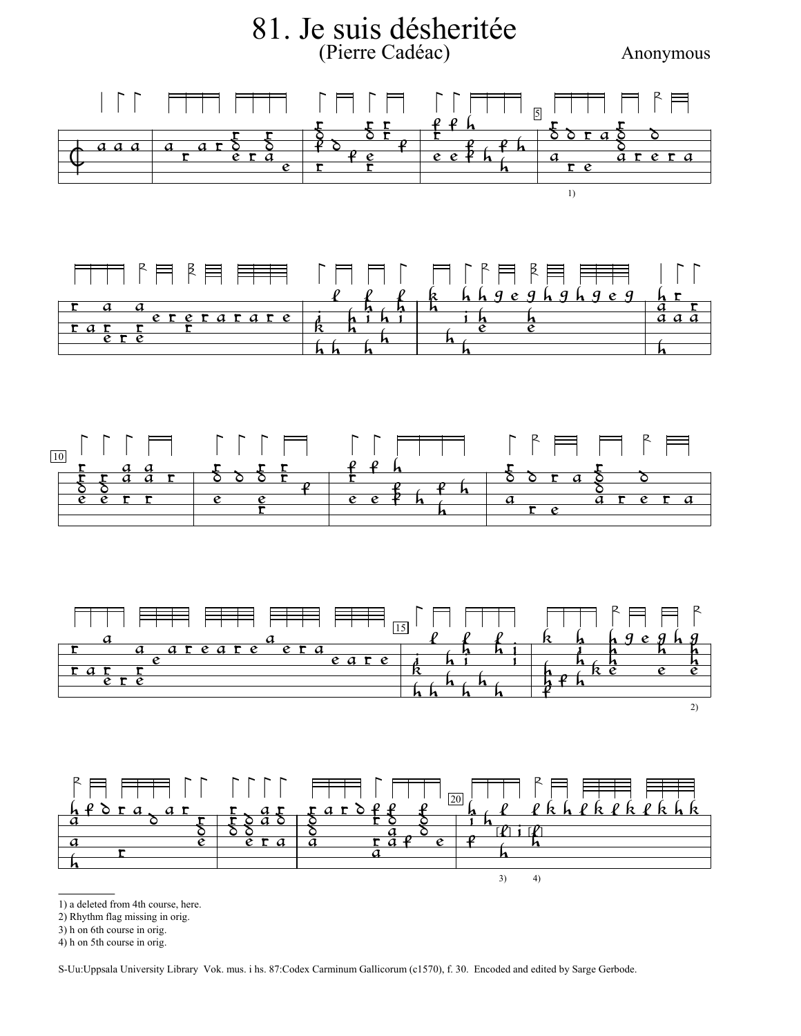# 81. Je suis désheritée

(Pierre Cadéac)

Anonymous

1) a deleted from 4th course, here.
2) Rhythm flag missing in orig.
3) h on 6th course in orig.
4) h on 5th course in orig.

S-Uu:Uppsala University Library Vok. mus. i hs. 87:Codex Carminum Gallicorum (c1570), f. 30. Encoded and edited by Sarge Gerbode.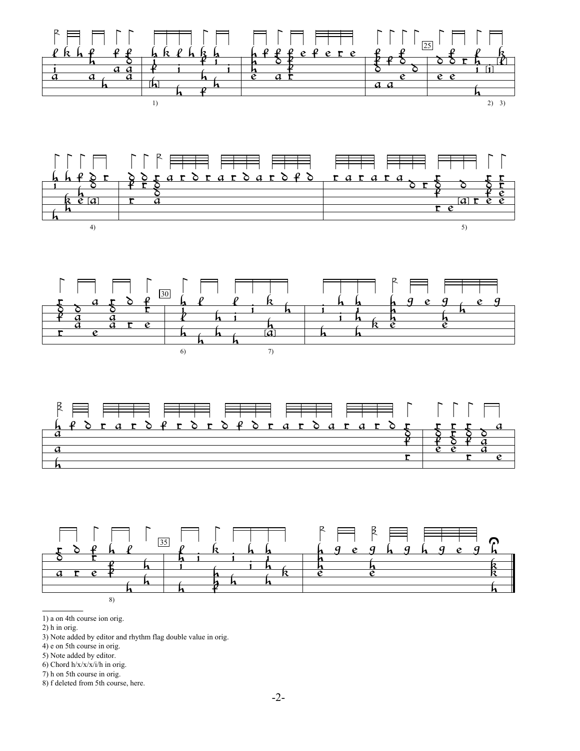1) a on 4th course ion orig.
2) h in orig.
3) Note added by editor and rhythm flag double value in orig.
4) e on 5th course in orig.
5) Note added by editor.
6) Chord h/x/x/x/i/h in orig.
7) h on 5th course in orig.
8) f deleted from 5th course, here.